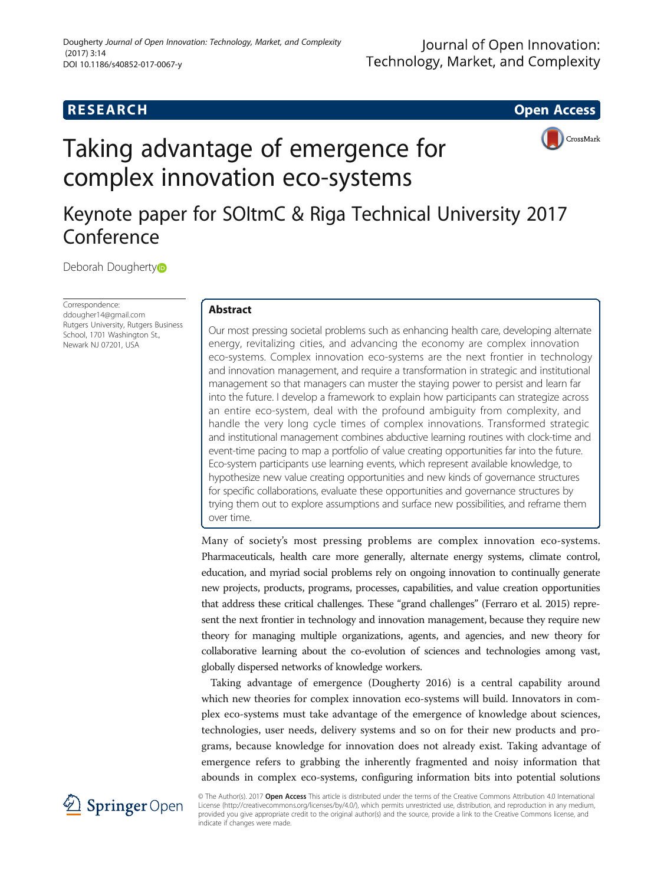**RESEARCH** **Open Access**

# Taking advantage of emergence for complex innovation eco-systems

## Keynote paper for SOItmC & Riga Technical University 2017 Conference

Deborah Dougherty

Correspondence: ddougher14@gmail.com
Rutgers University, Rutgers Business School, 1701 Washington St., Newark NJ 07201, USA

### Abstract

Our most pressing societal problems such as enhancing health care, developing alternate energy, revitalizing cities, and advancing the economy are complex innovation eco-systems. Complex innovation eco-systems are the next frontier in technology and innovation management, and require a transformation in strategic and institutional management so that managers can muster the staying power to persist and learn far into the future. I develop a framework to explain how participants can strategize across an entire eco-system, deal with the profound ambiguity from complexity, and handle the very long cycle times of complex innovations. Transformed strategic and institutional management combines abductive learning routines with clock-time and event-time pacing to map a portfolio of value creating opportunities far into the future. Eco-system participants use learning events, which represent available knowledge, to hypothesize new value creating opportunities and new kinds of governance structures for specific collaborations, evaluate these opportunities and governance structures by trying them out to explore assumptions and surface new possibilities, and reframe them over time.

Many of society's most pressing problems are complex innovation eco-systems. Pharmaceuticals, health care more generally, alternate energy systems, climate control, education, and myriad social problems rely on ongoing innovation to continually generate new projects, products, programs, processes, capabilities, and value creation opportunities that address these critical challenges. These "grand challenges" (Ferraro et al. 2015) represent the next frontier in technology and innovation management, because they require new theory for managing multiple organizations, agents, and agencies, and new theory for collaborative learning about the co-evolution of sciences and technologies among vast, globally dispersed networks of knowledge workers.

Taking advantage of emergence (Dougherty 2016) is a central capability around which new theories for complex innovation eco-systems will build. Innovators in complex eco-systems must take advantage of the emergence of knowledge about sciences, technologies, user needs, delivery systems and so on for their new products and programs, because knowledge for innovation does not already exist. Taking advantage of emergence refers to grabbing the inherently fragmented and noisy information that abounds in complex eco-systems, configuring information bits into potential solutions

© The Author(s). 2017 **Open Access** This article is distributed under the terms of the Creative Commons Attribution 4.0 International License (http://creativecommons.org/licenses/by/4.0/), which permits unrestricted use, distribution, and reproduction in any medium, provided you give appropriate credit to the original author(s) and the source, provide a link to the Creative Commons license, and indicate if changes were made.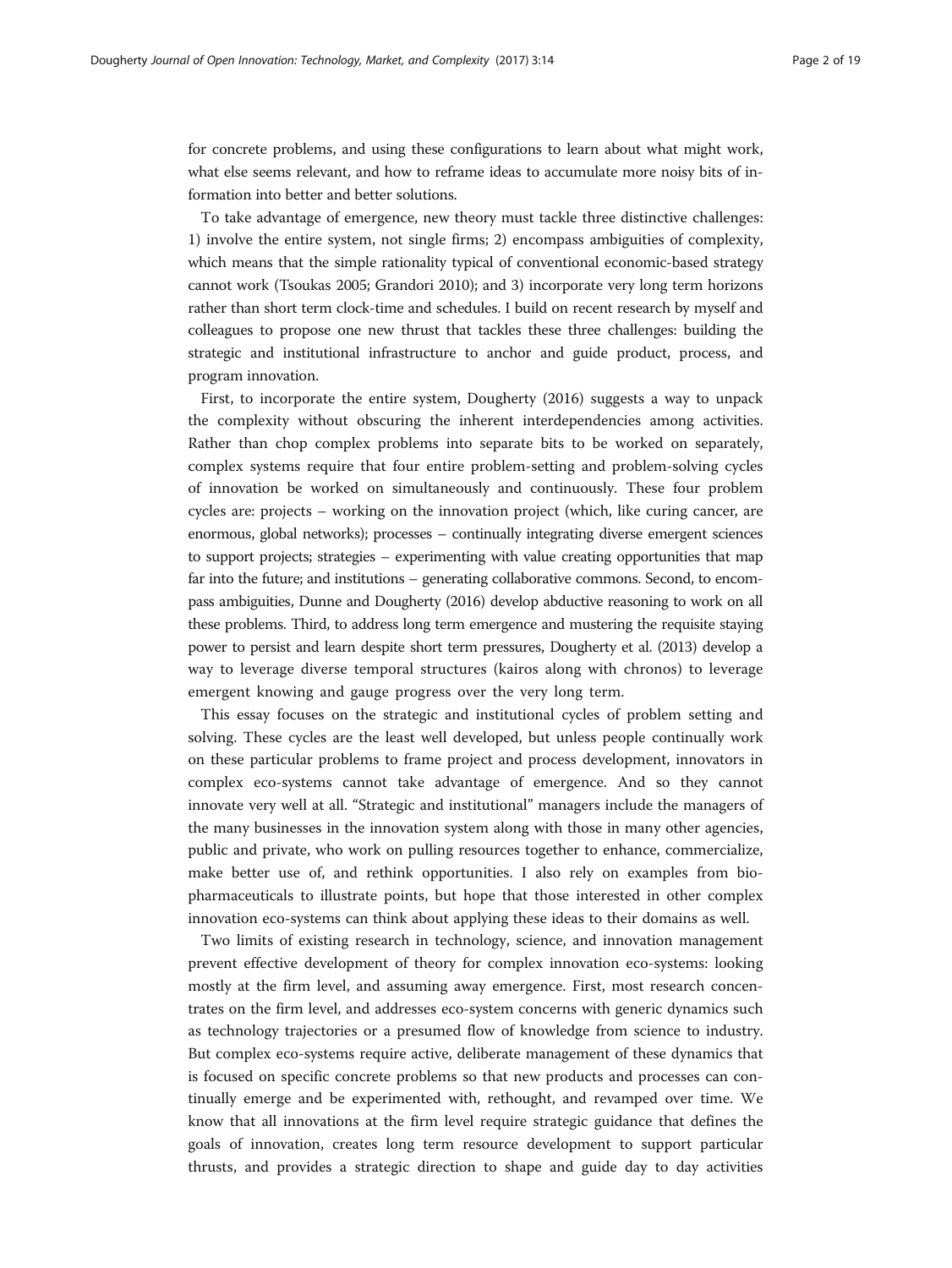for concrete problems, and using these configurations to learn about what might work, what else seems relevant, and how to reframe ideas to accumulate more noisy bits of information into better and better solutions.

To take advantage of emergence, new theory must tackle three distinctive challenges: 1) involve the entire system, not single firms; 2) encompass ambiguities of complexity, which means that the simple rationality typical of conventional economic-based strategy cannot work (Tsoukas 2005; Grandori 2010); and 3) incorporate very long term horizons rather than short term clock-time and schedules. I build on recent research by myself and colleagues to propose one new thrust that tackles these three challenges: building the strategic and institutional infrastructure to anchor and guide product, process, and program innovation.

First, to incorporate the entire system, Dougherty (2016) suggests a way to unpack the complexity without obscuring the inherent interdependencies among activities. Rather than chop complex problems into separate bits to be worked on separately, complex systems require that four entire problem-setting and problem-solving cycles of innovation be worked on simultaneously and continuously. These four problem cycles are: projects – working on the innovation project (which, like curing cancer, are enormous, global networks); processes – continually integrating diverse emergent sciences to support projects; strategies – experimenting with value creating opportunities that map far into the future; and institutions – generating collaborative commons. Second, to encompass ambiguities, Dunne and Dougherty (2016) develop abductive reasoning to work on all these problems. Third, to address long term emergence and mustering the requisite staying power to persist and learn despite short term pressures, Dougherty et al. (2013) develop a way to leverage diverse temporal structures (kairos along with chronos) to leverage emergent knowing and gauge progress over the very long term.

This essay focuses on the strategic and institutional cycles of problem setting and solving. These cycles are the least well developed, but unless people continually work on these particular problems to frame project and process development, innovators in complex eco-systems cannot take advantage of emergence. And so they cannot innovate very well at all. "Strategic and institutional" managers include the managers of the many businesses in the innovation system along with those in many other agencies, public and private, who work on pulling resources together to enhance, commercialize, make better use of, and rethink opportunities. I also rely on examples from bio-pharmaceuticals to illustrate points, but hope that those interested in other complex innovation eco-systems can think about applying these ideas to their domains as well.

Two limits of existing research in technology, science, and innovation management prevent effective development of theory for complex innovation eco-systems: looking mostly at the firm level, and assuming away emergence. First, most research concentrates on the firm level, and addresses eco-system concerns with generic dynamics such as technology trajectories or a presumed flow of knowledge from science to industry. But complex eco-systems require active, deliberate management of these dynamics that is focused on specific concrete problems so that new products and processes can continually emerge and be experimented with, rethought, and revamped over time. We know that all innovations at the firm level require strategic guidance that defines the goals of innovation, creates long term resource development to support particular thrusts, and provides a strategic direction to shape and guide day to day activities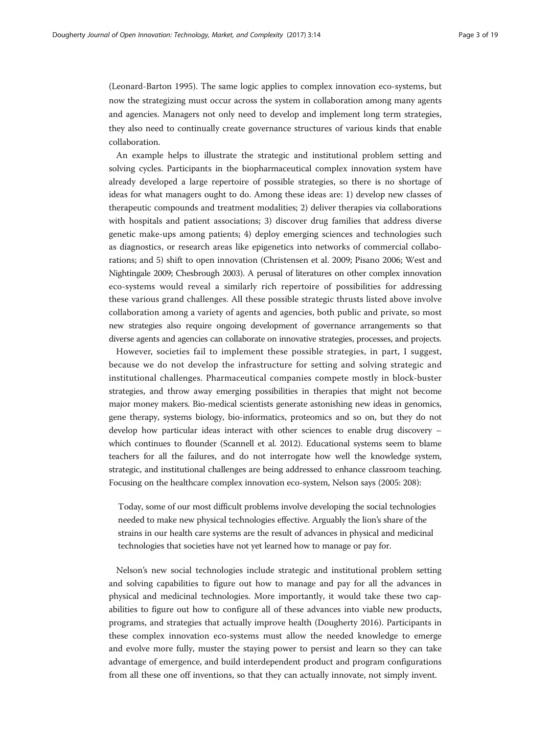(Leonard-Barton 1995). The same logic applies to complex innovation eco-systems, but now the strategizing must occur across the system in collaboration among many agents and agencies. Managers not only need to develop and implement long term strategies, they also need to continually create governance structures of various kinds that enable collaboration.

An example helps to illustrate the strategic and institutional problem setting and solving cycles. Participants in the biopharmaceutical complex innovation system have already developed a large repertoire of possible strategies, so there is no shortage of ideas for what managers ought to do. Among these ideas are: 1) develop new classes of therapeutic compounds and treatment modalities; 2) deliver therapies via collaborations with hospitals and patient associations; 3) discover drug families that address diverse genetic make-ups among patients; 4) deploy emerging sciences and technologies such as diagnostics, or research areas like epigenetics into networks of commercial collaborations; and 5) shift to open innovation (Christensen et al. 2009; Pisano 2006; West and Nightingale 2009; Chesbrough 2003). A perusal of literatures on other complex innovation eco-systems would reveal a similarly rich repertoire of possibilities for addressing these various grand challenges. All these possible strategic thrusts listed above involve collaboration among a variety of agents and agencies, both public and private, so most new strategies also require ongoing development of governance arrangements so that diverse agents and agencies can collaborate on innovative strategies, processes, and projects.

However, societies fail to implement these possible strategies, in part, I suggest, because we do not develop the infrastructure for setting and solving strategic and institutional challenges. Pharmaceutical companies compete mostly in block-buster strategies, and throw away emerging possibilities in therapies that might not become major money makers. Bio-medical scientists generate astonishing new ideas in genomics, gene therapy, systems biology, bio-informatics, proteomics and so on, but they do not develop how particular ideas interact with other sciences to enable drug discovery – which continues to flounder (Scannell et al. 2012). Educational systems seem to blame teachers for all the failures, and do not interrogate how well the knowledge system, strategic, and institutional challenges are being addressed to enhance classroom teaching. Focusing on the healthcare complex innovation eco-system, Nelson says (2005: 208):

> Today, some of our most difficult problems involve developing the social technologies needed to make new physical technologies effective. Arguably the lion's share of the strains in our health care systems are the result of advances in physical and medicinal technologies that societies have not yet learned how to manage or pay for.

Nelson's new social technologies include strategic and institutional problem setting and solving capabilities to figure out how to manage and pay for all the advances in physical and medicinal technologies. More importantly, it would take these two capabilities to figure out how to configure all of these advances into viable new products, programs, and strategies that actually improve health (Dougherty 2016). Participants in these complex innovation eco-systems must allow the needed knowledge to emerge and evolve more fully, muster the staying power to persist and learn so they can take advantage of emergence, and build interdependent product and program configurations from all these one off inventions, so that they can actually innovate, not simply invent.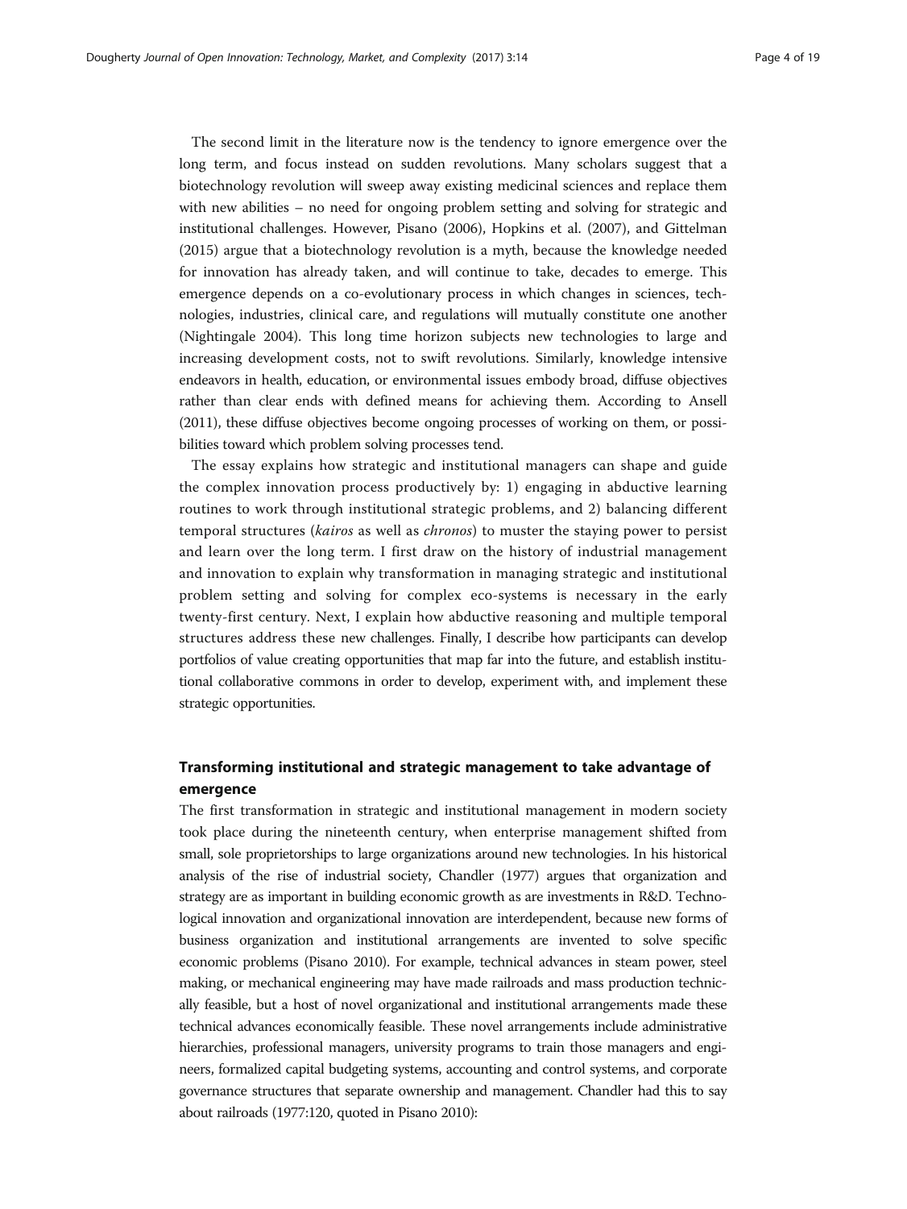The second limit in the literature now is the tendency to ignore emergence over the long term, and focus instead on sudden revolutions. Many scholars suggest that a biotechnology revolution will sweep away existing medicinal sciences and replace them with new abilities – no need for ongoing problem setting and solving for strategic and institutional challenges. However, Pisano (2006), Hopkins et al. (2007), and Gittelman (2015) argue that a biotechnology revolution is a myth, because the knowledge needed for innovation has already taken, and will continue to take, decades to emerge. This emergence depends on a co-evolutionary process in which changes in sciences, technologies, industries, clinical care, and regulations will mutually constitute one another (Nightingale 2004). This long time horizon subjects new technologies to large and increasing development costs, not to swift revolutions. Similarly, knowledge intensive endeavors in health, education, or environmental issues embody broad, diffuse objectives rather than clear ends with defined means for achieving them. According to Ansell (2011), these diffuse objectives become ongoing processes of working on them, or possibilities toward which problem solving processes tend.

The essay explains how strategic and institutional managers can shape and guide the complex innovation process productively by: 1) engaging in abductive learning routines to work through institutional strategic problems, and 2) balancing different temporal structures (*kairos* as well as *chronos*) to muster the staying power to persist and learn over the long term. I first draw on the history of industrial management and innovation to explain why transformation in managing strategic and institutional problem setting and solving for complex eco-systems is necessary in the early twenty-first century. Next, I explain how abductive reasoning and multiple temporal structures address these new challenges. Finally, I describe how participants can develop portfolios of value creating opportunities that map far into the future, and establish institutional collaborative commons in order to develop, experiment with, and implement these strategic opportunities.

## Transforming institutional and strategic management to take advantage of emergence

The first transformation in strategic and institutional management in modern society took place during the nineteenth century, when enterprise management shifted from small, sole proprietorships to large organizations around new technologies. In his historical analysis of the rise of industrial society, Chandler (1977) argues that organization and strategy are as important in building economic growth as are investments in R&D. Technological innovation and organizational innovation are interdependent, because new forms of business organization and institutional arrangements are invented to solve specific economic problems (Pisano 2010). For example, technical advances in steam power, steel making, or mechanical engineering may have made railroads and mass production technically feasible, but a host of novel organizational and institutional arrangements made these technical advances economically feasible. These novel arrangements include administrative hierarchies, professional managers, university programs to train those managers and engineers, formalized capital budgeting systems, accounting and control systems, and corporate governance structures that separate ownership and management. Chandler had this to say about railroads (1977:120, quoted in Pisano 2010):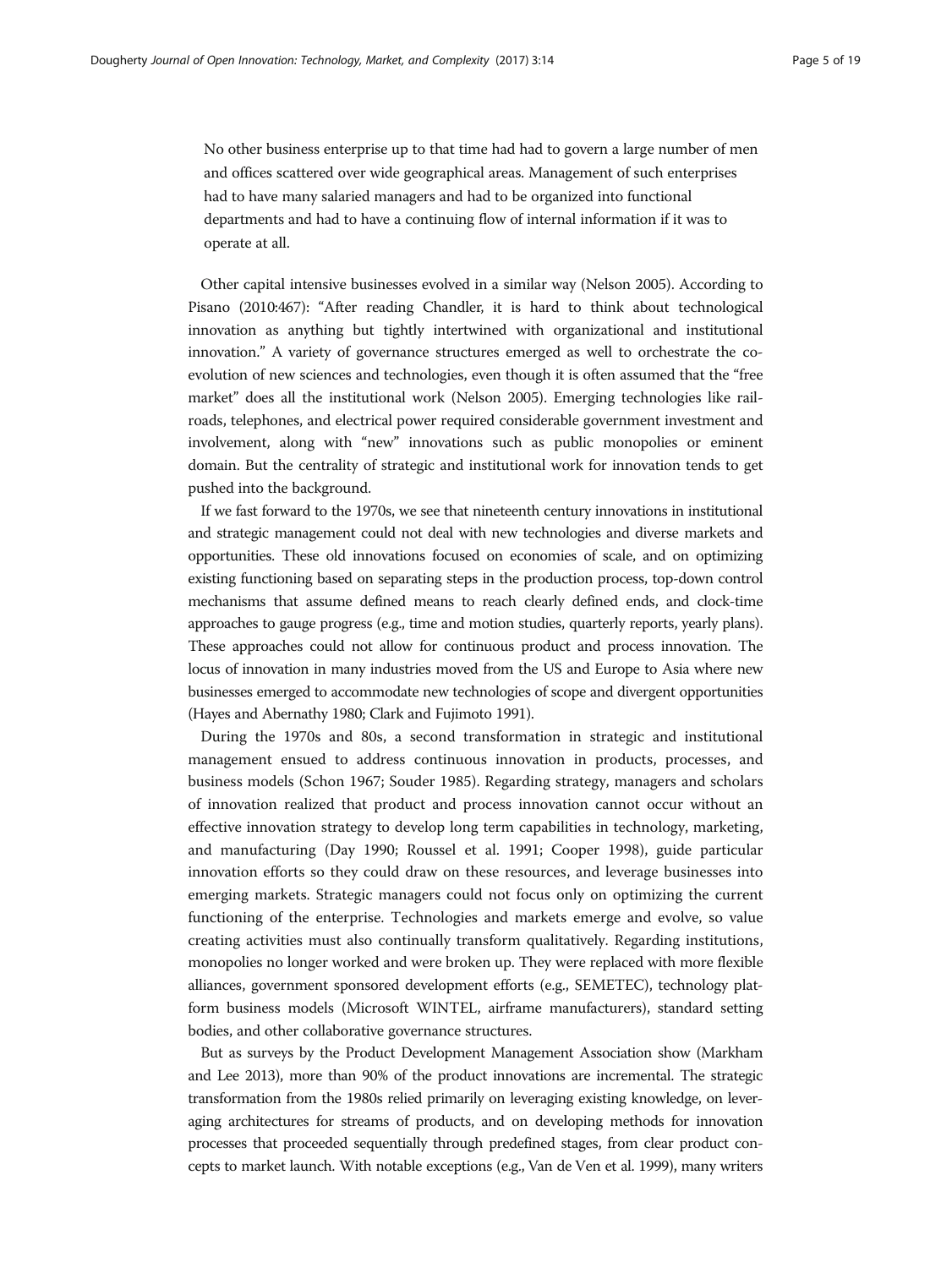> No other business enterprise up to that time had had to govern a large number of men and offices scattered over wide geographical areas. Management of such enterprises had to have many salaried managers and had to be organized into functional departments and had to have a continuing flow of internal information if it was to operate at all.

Other capital intensive businesses evolved in a similar way (Nelson 2005). According to Pisano (2010:467): "After reading Chandler, it is hard to think about technological innovation as anything but tightly intertwined with organizational and institutional innovation." A variety of governance structures emerged as well to orchestrate the co-evolution of new sciences and technologies, even though it is often assumed that the "free market" does all the institutional work (Nelson 2005). Emerging technologies like railroads, telephones, and electrical power required considerable government investment and involvement, along with "new" innovations such as public monopolies or eminent domain. But the centrality of strategic and institutional work for innovation tends to get pushed into the background.

If we fast forward to the 1970s, we see that nineteenth century innovations in institutional and strategic management could not deal with new technologies and diverse markets and opportunities. These old innovations focused on economies of scale, and on optimizing existing functioning based on separating steps in the production process, top-down control mechanisms that assume defined means to reach clearly defined ends, and clock-time approaches to gauge progress (e.g., time and motion studies, quarterly reports, yearly plans). These approaches could not allow for continuous product and process innovation. The locus of innovation in many industries moved from the US and Europe to Asia where new businesses emerged to accommodate new technologies of scope and divergent opportunities (Hayes and Abernathy 1980; Clark and Fujimoto 1991).

During the 1970s and 80s, a second transformation in strategic and institutional management ensued to address continuous innovation in products, processes, and business models (Schon 1967; Souder 1985). Regarding strategy, managers and scholars of innovation realized that product and process innovation cannot occur without an effective innovation strategy to develop long term capabilities in technology, marketing, and manufacturing (Day 1990; Roussel et al. 1991; Cooper 1998), guide particular innovation efforts so they could draw on these resources, and leverage businesses into emerging markets. Strategic managers could not focus only on optimizing the current functioning of the enterprise. Technologies and markets emerge and evolve, so value creating activities must also continually transform qualitatively. Regarding institutions, monopolies no longer worked and were broken up. They were replaced with more flexible alliances, government sponsored development efforts (e.g., SEMETEC), technology platform business models (Microsoft WINTEL, airframe manufacturers), standard setting bodies, and other collaborative governance structures.

But as surveys by the Product Development Management Association show (Markham and Lee 2013), more than 90% of the product innovations are incremental. The strategic transformation from the 1980s relied primarily on leveraging existing knowledge, on leveraging architectures for streams of products, and on developing methods for innovation processes that proceeded sequentially through predefined stages, from clear product concepts to market launch. With notable exceptions (e.g., Van de Ven et al. 1999), many writers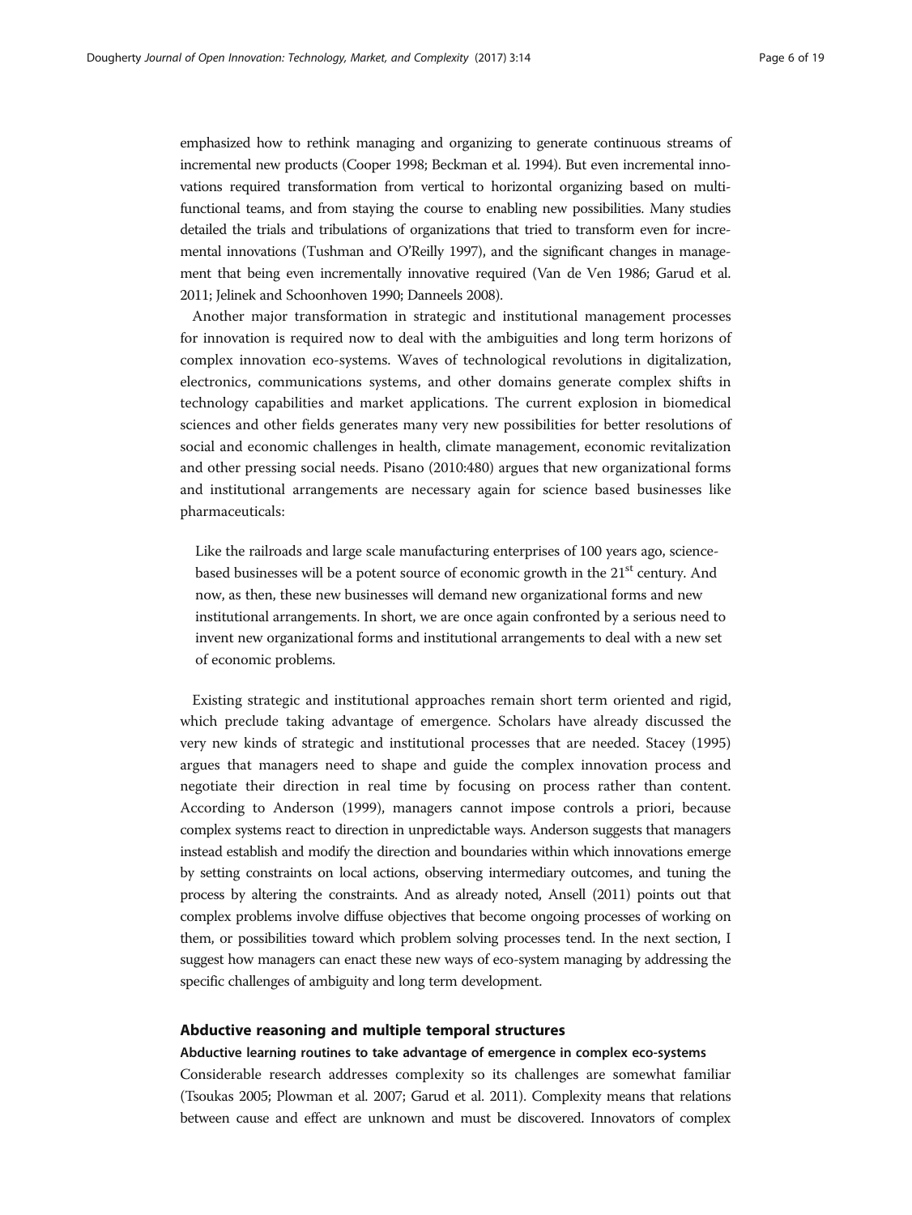emphasized how to rethink managing and organizing to generate continuous streams of incremental new products (Cooper 1998; Beckman et al. 1994). But even incremental innovations required transformation from vertical to horizontal organizing based on multi-functional teams, and from staying the course to enabling new possibilities. Many studies detailed the trials and tribulations of organizations that tried to transform even for incremental innovations (Tushman and O'Reilly 1997), and the significant changes in management that being even incrementally innovative required (Van de Ven 1986; Garud et al. 2011; Jelinek and Schoonhoven 1990; Danneels 2008).

Another major transformation in strategic and institutional management processes for innovation is required now to deal with the ambiguities and long term horizons of complex innovation eco-systems. Waves of technological revolutions in digitalization, electronics, communications systems, and other domains generate complex shifts in technology capabilities and market applications. The current explosion in biomedical sciences and other fields generates many very new possibilities for better resolutions of social and economic challenges in health, climate management, economic revitalization and other pressing social needs. Pisano (2010:480) argues that new organizational forms and institutional arrangements are necessary again for science based businesses like pharmaceuticals:

> Like the railroads and large scale manufacturing enterprises of 100 years ago, science-based businesses will be a potent source of economic growth in the 21st century. And now, as then, these new businesses will demand new organizational forms and new institutional arrangements. In short, we are once again confronted by a serious need to invent new organizational forms and institutional arrangements to deal with a new set of economic problems.

Existing strategic and institutional approaches remain short term oriented and rigid, which preclude taking advantage of emergence. Scholars have already discussed the very new kinds of strategic and institutional processes that are needed. Stacey (1995) argues that managers need to shape and guide the complex innovation process and negotiate their direction in real time by focusing on process rather than content. According to Anderson (1999), managers cannot impose controls a priori, because complex systems react to direction in unpredictable ways. Anderson suggests that managers instead establish and modify the direction and boundaries within which innovations emerge by setting constraints on local actions, observing intermediary outcomes, and tuning the process by altering the constraints. And as already noted, Ansell (2011) points out that complex problems involve diffuse objectives that become ongoing processes of working on them, or possibilities toward which problem solving processes tend. In the next section, I suggest how managers can enact these new ways of eco-system managing by addressing the specific challenges of ambiguity and long term development.

## Abductive reasoning and multiple temporal structures

### Abductive learning routines to take advantage of emergence in complex eco-systems

Considerable research addresses complexity so its challenges are somewhat familiar (Tsoukas 2005; Plowman et al. 2007; Garud et al. 2011). Complexity means that relations between cause and effect are unknown and must be discovered. Innovators of complex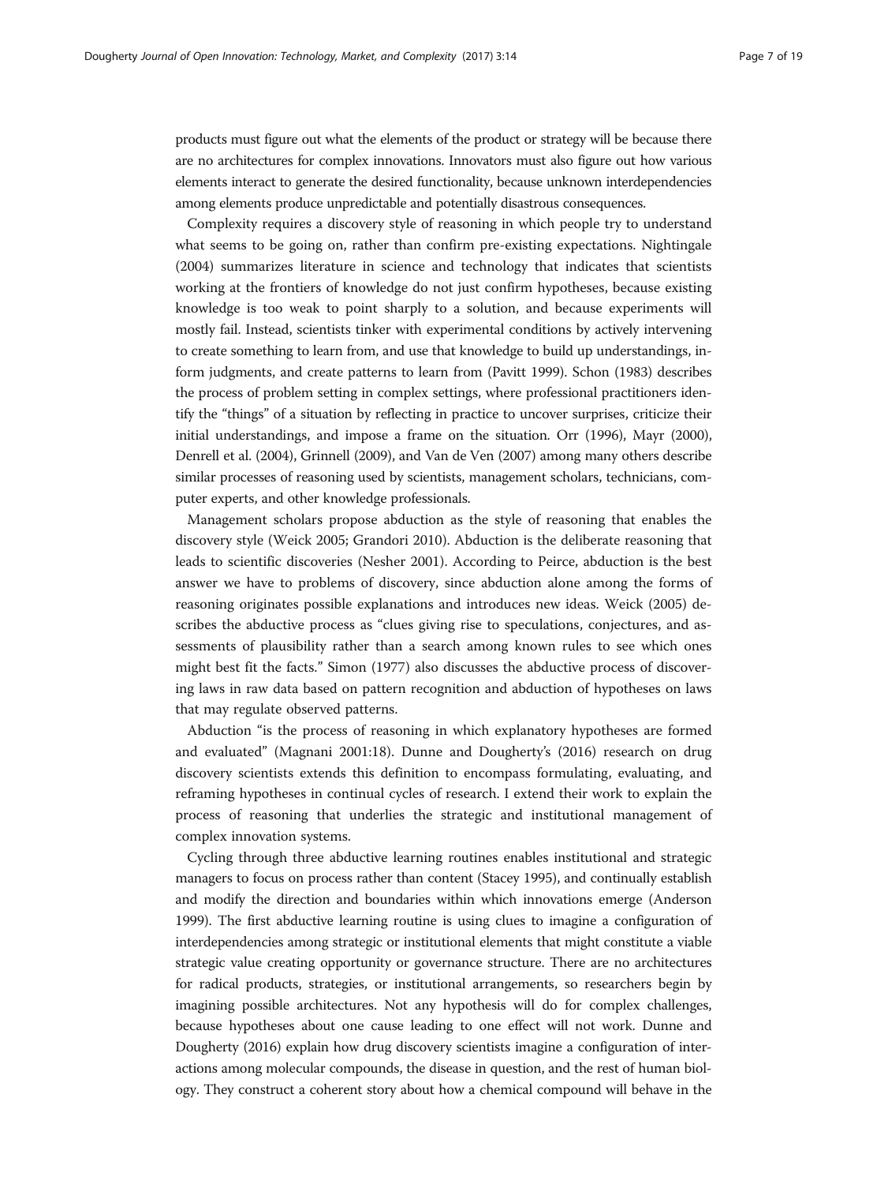products must figure out what the elements of the product or strategy will be because there are no architectures for complex innovations. Innovators must also figure out how various elements interact to generate the desired functionality, because unknown interdependencies among elements produce unpredictable and potentially disastrous consequences.

Complexity requires a discovery style of reasoning in which people try to understand what seems to be going on, rather than confirm pre-existing expectations. Nightingale (2004) summarizes literature in science and technology that indicates that scientists working at the frontiers of knowledge do not just confirm hypotheses, because existing knowledge is too weak to point sharply to a solution, and because experiments will mostly fail. Instead, scientists tinker with experimental conditions by actively intervening to create something to learn from, and use that knowledge to build up understandings, inform judgments, and create patterns to learn from (Pavitt 1999). Schon (1983) describes the process of problem setting in complex settings, where professional practitioners identify the "things" of a situation by reflecting in practice to uncover surprises, criticize their initial understandings, and impose a frame on the situation. Orr (1996), Mayr (2000), Denrell et al. (2004), Grinnell (2009), and Van de Ven (2007) among many others describe similar processes of reasoning used by scientists, management scholars, technicians, computer experts, and other knowledge professionals.

Management scholars propose abduction as the style of reasoning that enables the discovery style (Weick 2005; Grandori 2010). Abduction is the deliberate reasoning that leads to scientific discoveries (Nesher 2001). According to Peirce, abduction is the best answer we have to problems of discovery, since abduction alone among the forms of reasoning originates possible explanations and introduces new ideas. Weick (2005) describes the abductive process as "clues giving rise to speculations, conjectures, and assessments of plausibility rather than a search among known rules to see which ones might best fit the facts." Simon (1977) also discusses the abductive process of discovering laws in raw data based on pattern recognition and abduction of hypotheses on laws that may regulate observed patterns.

Abduction "is the process of reasoning in which explanatory hypotheses are formed and evaluated" (Magnani 2001:18). Dunne and Dougherty's (2016) research on drug discovery scientists extends this definition to encompass formulating, evaluating, and reframing hypotheses in continual cycles of research. I extend their work to explain the process of reasoning that underlies the strategic and institutional management of complex innovation systems.

Cycling through three abductive learning routines enables institutional and strategic managers to focus on process rather than content (Stacey 1995), and continually establish and modify the direction and boundaries within which innovations emerge (Anderson 1999). The first abductive learning routine is using clues to imagine a configuration of interdependencies among strategic or institutional elements that might constitute a viable strategic value creating opportunity or governance structure. There are no architectures for radical products, strategies, or institutional arrangements, so researchers begin by imagining possible architectures. Not any hypothesis will do for complex challenges, because hypotheses about one cause leading to one effect will not work. Dunne and Dougherty (2016) explain how drug discovery scientists imagine a configuration of interactions among molecular compounds, the disease in question, and the rest of human biology. They construct a coherent story about how a chemical compound will behave in the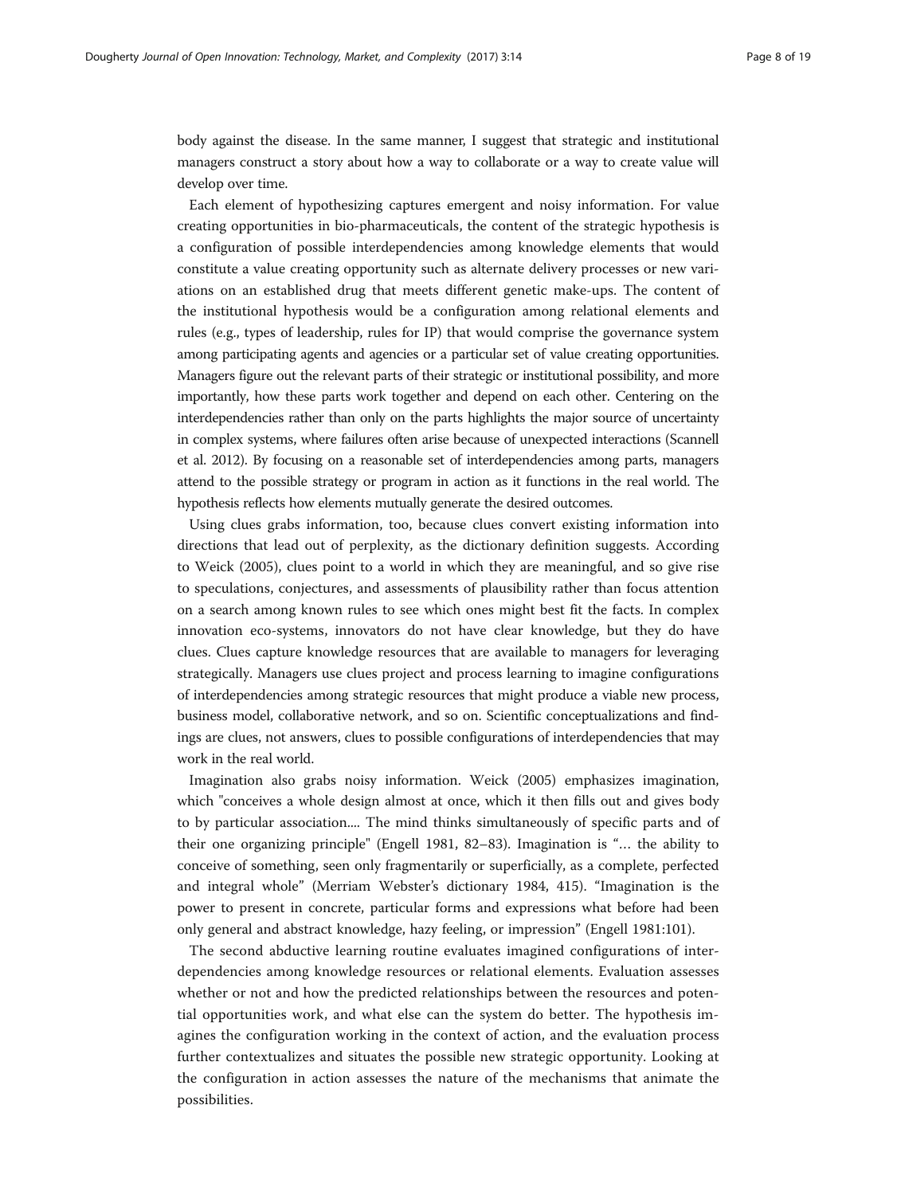body against the disease. In the same manner, I suggest that strategic and institutional managers construct a story about how a way to collaborate or a way to create value will develop over time.

Each element of hypothesizing captures emergent and noisy information. For value creating opportunities in bio-pharmaceuticals, the content of the strategic hypothesis is a configuration of possible interdependencies among knowledge elements that would constitute a value creating opportunity such as alternate delivery processes or new variations on an established drug that meets different genetic make-ups. The content of the institutional hypothesis would be a configuration among relational elements and rules (e.g., types of leadership, rules for IP) that would comprise the governance system among participating agents and agencies or a particular set of value creating opportunities. Managers figure out the relevant parts of their strategic or institutional possibility, and more importantly, how these parts work together and depend on each other. Centering on the interdependencies rather than only on the parts highlights the major source of uncertainty in complex systems, where failures often arise because of unexpected interactions (Scannell et al. 2012). By focusing on a reasonable set of interdependencies among parts, managers attend to the possible strategy or program in action as it functions in the real world. The hypothesis reflects how elements mutually generate the desired outcomes.

Using clues grabs information, too, because clues convert existing information into directions that lead out of perplexity, as the dictionary definition suggests. According to Weick (2005), clues point to a world in which they are meaningful, and so give rise to speculations, conjectures, and assessments of plausibility rather than focus attention on a search among known rules to see which ones might best fit the facts. In complex innovation eco-systems, innovators do not have clear knowledge, but they do have clues. Clues capture knowledge resources that are available to managers for leveraging strategically. Managers use clues project and process learning to imagine configurations of interdependencies among strategic resources that might produce a viable new process, business model, collaborative network, and so on. Scientific conceptualizations and findings are clues, not answers, clues to possible configurations of interdependencies that may work in the real world.

Imagination also grabs noisy information. Weick (2005) emphasizes imagination, which "conceives a whole design almost at once, which it then fills out and gives body to by particular association.... The mind thinks simultaneously of specific parts and of their one organizing principle" (Engell 1981, 82–83). Imagination is "… the ability to conceive of something, seen only fragmentarily or superficially, as a complete, perfected and integral whole" (Merriam Webster's dictionary 1984, 415). "Imagination is the power to present in concrete, particular forms and expressions what before had been only general and abstract knowledge, hazy feeling, or impression" (Engell 1981:101).

The second abductive learning routine evaluates imagined configurations of interdependencies among knowledge resources or relational elements. Evaluation assesses whether or not and how the predicted relationships between the resources and potential opportunities work, and what else can the system do better. The hypothesis imagines the configuration working in the context of action, and the evaluation process further contextualizes and situates the possible new strategic opportunity. Looking at the configuration in action assesses the nature of the mechanisms that animate the possibilities.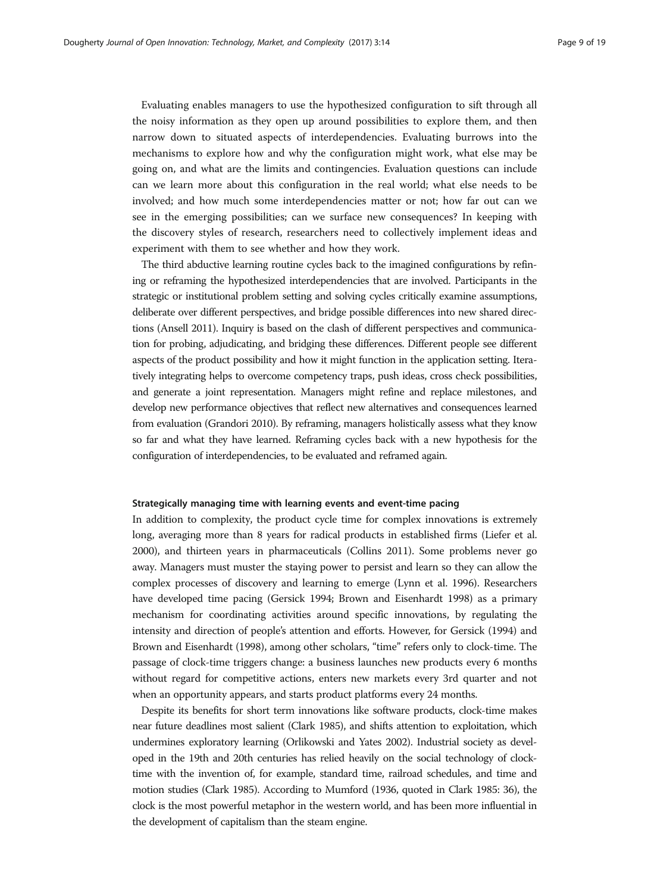Evaluating enables managers to use the hypothesized configuration to sift through all the noisy information as they open up around possibilities to explore them, and then narrow down to situated aspects of interdependencies. Evaluating burrows into the mechanisms to explore how and why the configuration might work, what else may be going on, and what are the limits and contingencies. Evaluation questions can include can we learn more about this configuration in the real world; what else needs to be involved; and how much some interdependencies matter or not; how far out can we see in the emerging possibilities; can we surface new consequences? In keeping with the discovery styles of research, researchers need to collectively implement ideas and experiment with them to see whether and how they work.

The third abductive learning routine cycles back to the imagined configurations by refining or reframing the hypothesized interdependencies that are involved. Participants in the strategic or institutional problem setting and solving cycles critically examine assumptions, deliberate over different perspectives, and bridge possible differences into new shared directions (Ansell 2011). Inquiry is based on the clash of different perspectives and communication for probing, adjudicating, and bridging these differences. Different people see different aspects of the product possibility and how it might function in the application setting. Iteratively integrating helps to overcome competency traps, push ideas, cross check possibilities, and generate a joint representation. Managers might refine and replace milestones, and develop new performance objectives that reflect new alternatives and consequences learned from evaluation (Grandori 2010). By reframing, managers holistically assess what they know so far and what they have learned. Reframing cycles back with a new hypothesis for the configuration of interdependencies, to be evaluated and reframed again.

### Strategically managing time with learning events and event-time pacing

In addition to complexity, the product cycle time for complex innovations is extremely long, averaging more than 8 years for radical products in established firms (Liefer et al. 2000), and thirteen years in pharmaceuticals (Collins 2011). Some problems never go away. Managers must muster the staying power to persist and learn so they can allow the complex processes of discovery and learning to emerge (Lynn et al. 1996). Researchers have developed time pacing (Gersick 1994; Brown and Eisenhardt 1998) as a primary mechanism for coordinating activities around specific innovations, by regulating the intensity and direction of people's attention and efforts. However, for Gersick (1994) and Brown and Eisenhardt (1998), among other scholars, "time" refers only to clock-time. The passage of clock-time triggers change: a business launches new products every 6 months without regard for competitive actions, enters new markets every 3rd quarter and not when an opportunity appears, and starts product platforms every 24 months.

Despite its benefits for short term innovations like software products, clock-time makes near future deadlines most salient (Clark 1985), and shifts attention to exploitation, which undermines exploratory learning (Orlikowski and Yates 2002). Industrial society as developed in the 19th and 20th centuries has relied heavily on the social technology of clock-time with the invention of, for example, standard time, railroad schedules, and time and motion studies (Clark 1985). According to Mumford (1936, quoted in Clark 1985: 36), the clock is the most powerful metaphor in the western world, and has been more influential in the development of capitalism than the steam engine.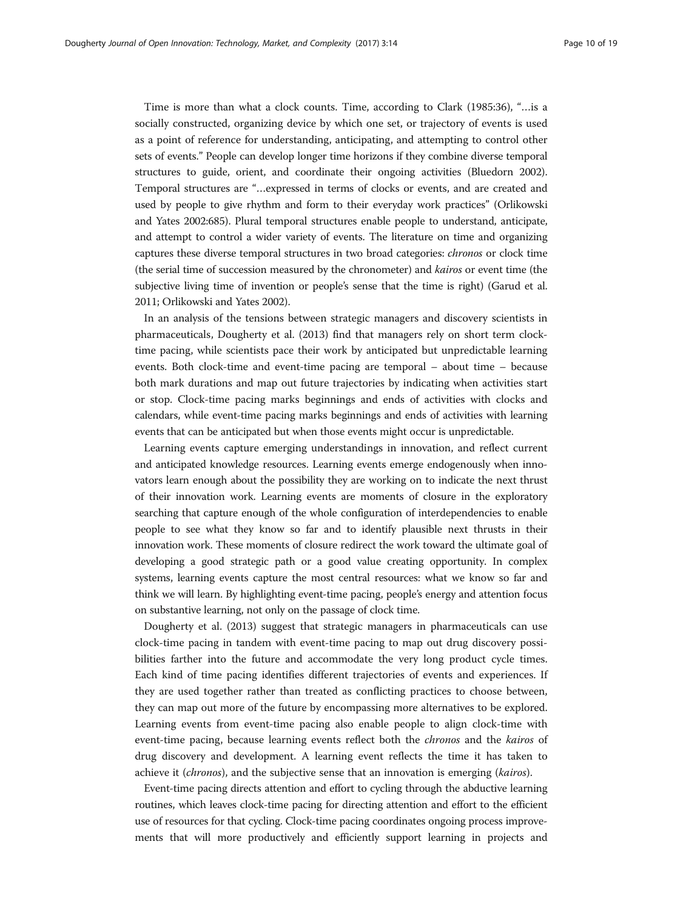Time is more than what a clock counts. Time, according to Clark (1985:36), "…is a socially constructed, organizing device by which one set, or trajectory of events is used as a point of reference for understanding, anticipating, and attempting to control other sets of events." People can develop longer time horizons if they combine diverse temporal structures to guide, orient, and coordinate their ongoing activities (Bluedorn 2002). Temporal structures are "…expressed in terms of clocks or events, and are created and used by people to give rhythm and form to their everyday work practices" (Orlikowski and Yates 2002:685). Plural temporal structures enable people to understand, anticipate, and attempt to control a wider variety of events. The literature on time and organizing captures these diverse temporal structures in two broad categories: *chronos* or clock time (the serial time of succession measured by the chronometer) and *kairos* or event time (the subjective living time of invention or people's sense that the time is right) (Garud et al. 2011; Orlikowski and Yates 2002).

In an analysis of the tensions between strategic managers and discovery scientists in pharmaceuticals, Dougherty et al. (2013) find that managers rely on short term clock-time pacing, while scientists pace their work by anticipated but unpredictable learning events. Both clock-time and event-time pacing are temporal – about time – because both mark durations and map out future trajectories by indicating when activities start or stop. Clock-time pacing marks beginnings and ends of activities with clocks and calendars, while event-time pacing marks beginnings and ends of activities with learning events that can be anticipated but when those events might occur is unpredictable.

Learning events capture emerging understandings in innovation, and reflect current and anticipated knowledge resources. Learning events emerge endogenously when innovators learn enough about the possibility they are working on to indicate the next thrust of their innovation work. Learning events are moments of closure in the exploratory searching that capture enough of the whole configuration of interdependencies to enable people to see what they know so far and to identify plausible next thrusts in their innovation work. These moments of closure redirect the work toward the ultimate goal of developing a good strategic path or a good value creating opportunity. In complex systems, learning events capture the most central resources: what we know so far and think we will learn. By highlighting event-time pacing, people's energy and attention focus on substantive learning, not only on the passage of clock time.

Dougherty et al. (2013) suggest that strategic managers in pharmaceuticals can use clock-time pacing in tandem with event-time pacing to map out drug discovery possibilities farther into the future and accommodate the very long product cycle times. Each kind of time pacing identifies different trajectories of events and experiences. If they are used together rather than treated as conflicting practices to choose between, they can map out more of the future by encompassing more alternatives to be explored. Learning events from event-time pacing also enable people to align clock-time with event-time pacing, because learning events reflect both the *chronos* and the *kairos* of drug discovery and development. A learning event reflects the time it has taken to achieve it (*chronos*), and the subjective sense that an innovation is emerging (*kairos*).

Event-time pacing directs attention and effort to cycling through the abductive learning routines, which leaves clock-time pacing for directing attention and effort to the efficient use of resources for that cycling. Clock-time pacing coordinates ongoing process improvements that will more productively and efficiently support learning in projects and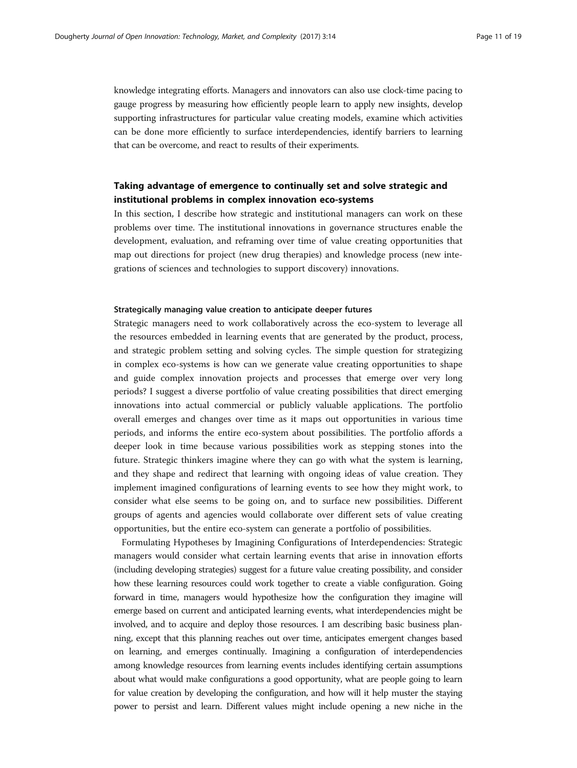knowledge integrating efforts. Managers and innovators can also use clock-time pacing to gauge progress by measuring how efficiently people learn to apply new insights, develop supporting infrastructures for particular value creating models, examine which activities can be done more efficiently to surface interdependencies, identify barriers to learning that can be overcome, and react to results of their experiments.

## Taking advantage of emergence to continually set and solve strategic and institutional problems in complex innovation eco-systems

In this section, I describe how strategic and institutional managers can work on these problems over time. The institutional innovations in governance structures enable the development, evaluation, and reframing over time of value creating opportunities that map out directions for project (new drug therapies) and knowledge process (new integrations of sciences and technologies to support discovery) innovations.

### Strategically managing value creation to anticipate deeper futures

Strategic managers need to work collaboratively across the eco-system to leverage all the resources embedded in learning events that are generated by the product, process, and strategic problem setting and solving cycles. The simple question for strategizing in complex eco-systems is how can we generate value creating opportunities to shape and guide complex innovation projects and processes that emerge over very long periods? I suggest a diverse portfolio of value creating possibilities that direct emerging innovations into actual commercial or publicly valuable applications. The portfolio overall emerges and changes over time as it maps out opportunities in various time periods, and informs the entire eco-system about possibilities. The portfolio affords a deeper look in time because various possibilities work as stepping stones into the future. Strategic thinkers imagine where they can go with what the system is learning, and they shape and redirect that learning with ongoing ideas of value creation. They implement imagined configurations of learning events to see how they might work, to consider what else seems to be going on, and to surface new possibilities. Different groups of agents and agencies would collaborate over different sets of value creating opportunities, but the entire eco-system can generate a portfolio of possibilities.

Formulating Hypotheses by Imagining Configurations of Interdependencies: Strategic managers would consider what certain learning events that arise in innovation efforts (including developing strategies) suggest for a future value creating possibility, and consider how these learning resources could work together to create a viable configuration. Going forward in time, managers would hypothesize how the configuration they imagine will emerge based on current and anticipated learning events, what interdependencies might be involved, and to acquire and deploy those resources. I am describing basic business planning, except that this planning reaches out over time, anticipates emergent changes based on learning, and emerges continually. Imagining a configuration of interdependencies among knowledge resources from learning events includes identifying certain assumptions about what would make configurations a good opportunity, what are people going to learn for value creation by developing the configuration, and how will it help muster the staying power to persist and learn. Different values might include opening a new niche in the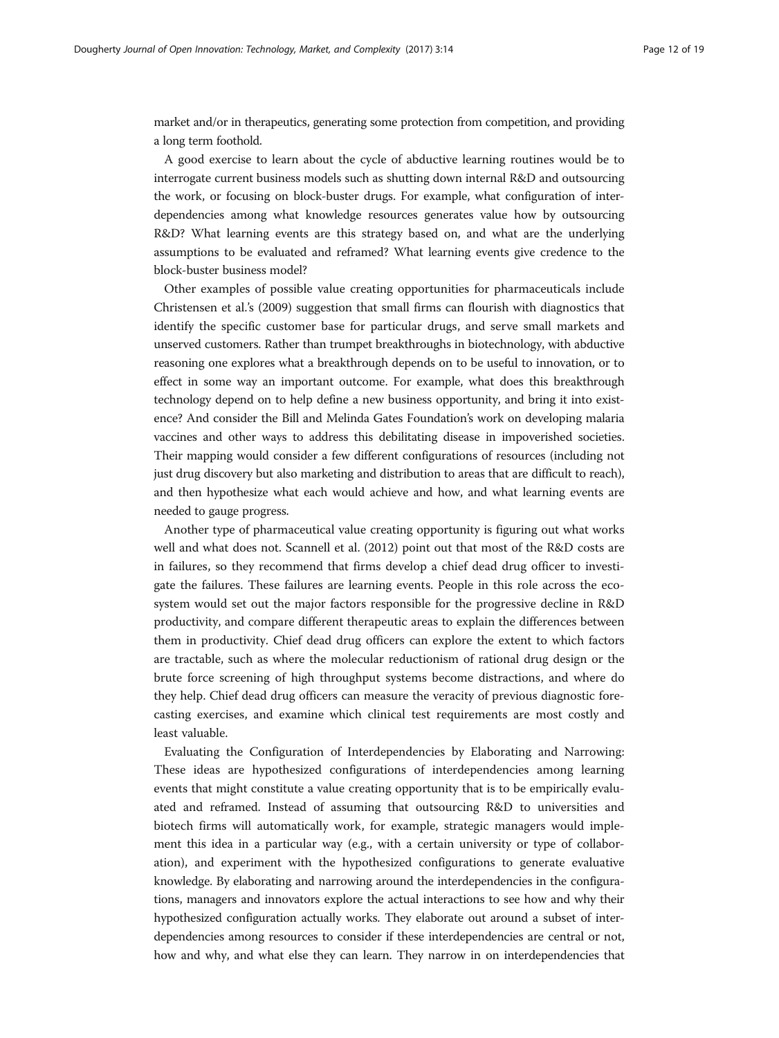market and/or in therapeutics, generating some protection from competition, and providing a long term foothold.

A good exercise to learn about the cycle of abductive learning routines would be to interrogate current business models such as shutting down internal R&D and outsourcing the work, or focusing on block-buster drugs. For example, what configuration of interdependencies among what knowledge resources generates value how by outsourcing R&D? What learning events are this strategy based on, and what are the underlying assumptions to be evaluated and reframed? What learning events give credence to the block-buster business model?

Other examples of possible value creating opportunities for pharmaceuticals include Christensen et al.'s (2009) suggestion that small firms can flourish with diagnostics that identify the specific customer base for particular drugs, and serve small markets and unserved customers. Rather than trumpet breakthroughs in biotechnology, with abductive reasoning one explores what a breakthrough depends on to be useful to innovation, or to effect in some way an important outcome. For example, what does this breakthrough technology depend on to help define a new business opportunity, and bring it into existence? And consider the Bill and Melinda Gates Foundation's work on developing malaria vaccines and other ways to address this debilitating disease in impoverished societies. Their mapping would consider a few different configurations of resources (including not just drug discovery but also marketing and distribution to areas that are difficult to reach), and then hypothesize what each would achieve and how, and what learning events are needed to gauge progress.

Another type of pharmaceutical value creating opportunity is figuring out what works well and what does not. Scannell et al. (2012) point out that most of the R&D costs are in failures, so they recommend that firms develop a chief dead drug officer to investigate the failures. These failures are learning events. People in this role across the ecosystem would set out the major factors responsible for the progressive decline in R&D productivity, and compare different therapeutic areas to explain the differences between them in productivity. Chief dead drug officers can explore the extent to which factors are tractable, such as where the molecular reductionism of rational drug design or the brute force screening of high throughput systems become distractions, and where do they help. Chief dead drug officers can measure the veracity of previous diagnostic forecasting exercises, and examine which clinical test requirements are most costly and least valuable.

Evaluating the Configuration of Interdependencies by Elaborating and Narrowing: These ideas are hypothesized configurations of interdependencies among learning events that might constitute a value creating opportunity that is to be empirically evaluated and reframed. Instead of assuming that outsourcing R&D to universities and biotech firms will automatically work, for example, strategic managers would implement this idea in a particular way (e.g., with a certain university or type of collaboration), and experiment with the hypothesized configurations to generate evaluative knowledge. By elaborating and narrowing around the interdependencies in the configurations, managers and innovators explore the actual interactions to see how and why their hypothesized configuration actually works. They elaborate out around a subset of interdependencies among resources to consider if these interdependencies are central or not, how and why, and what else they can learn. They narrow in on interdependencies that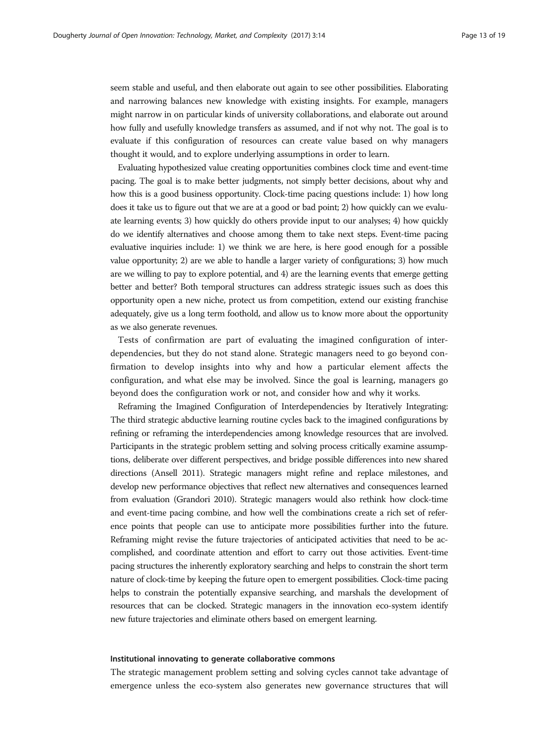seem stable and useful, and then elaborate out again to see other possibilities. Elaborating and narrowing balances new knowledge with existing insights. For example, managers might narrow in on particular kinds of university collaborations, and elaborate out around how fully and usefully knowledge transfers as assumed, and if not why not. The goal is to evaluate if this configuration of resources can create value based on why managers thought it would, and to explore underlying assumptions in order to learn.

Evaluating hypothesized value creating opportunities combines clock time and event-time pacing. The goal is to make better judgments, not simply better decisions, about why and how this is a good business opportunity. Clock-time pacing questions include: 1) how long does it take us to figure out that we are at a good or bad point; 2) how quickly can we evaluate learning events; 3) how quickly do others provide input to our analyses; 4) how quickly do we identify alternatives and choose among them to take next steps. Event-time pacing evaluative inquiries include: 1) we think we are here, is here good enough for a possible value opportunity; 2) are we able to handle a larger variety of configurations; 3) how much are we willing to pay to explore potential, and 4) are the learning events that emerge getting better and better? Both temporal structures can address strategic issues such as does this opportunity open a new niche, protect us from competition, extend our existing franchise adequately, give us a long term foothold, and allow us to know more about the opportunity as we also generate revenues.

Tests of confirmation are part of evaluating the imagined configuration of interdependencies, but they do not stand alone. Strategic managers need to go beyond confirmation to develop insights into why and how a particular element affects the configuration, and what else may be involved. Since the goal is learning, managers go beyond does the configuration work or not, and consider how and why it works.

Reframing the Imagined Configuration of Interdependencies by Iteratively Integrating: The third strategic abductive learning routine cycles back to the imagined configurations by refining or reframing the interdependencies among knowledge resources that are involved. Participants in the strategic problem setting and solving process critically examine assumptions, deliberate over different perspectives, and bridge possible differences into new shared directions (Ansell 2011). Strategic managers might refine and replace milestones, and develop new performance objectives that reflect new alternatives and consequences learned from evaluation (Grandori 2010). Strategic managers would also rethink how clock-time and event-time pacing combine, and how well the combinations create a rich set of reference points that people can use to anticipate more possibilities further into the future. Reframing might revise the future trajectories of anticipated activities that need to be accomplished, and coordinate attention and effort to carry out those activities. Event-time pacing structures the inherently exploratory searching and helps to constrain the short term nature of clock-time by keeping the future open to emergent possibilities. Clock-time pacing helps to constrain the potentially expansive searching, and marshals the development of resources that can be clocked. Strategic managers in the innovation eco-system identify new future trajectories and eliminate others based on emergent learning.

### Institutional innovating to generate collaborative commons

The strategic management problem setting and solving cycles cannot take advantage of emergence unless the eco-system also generates new governance structures that will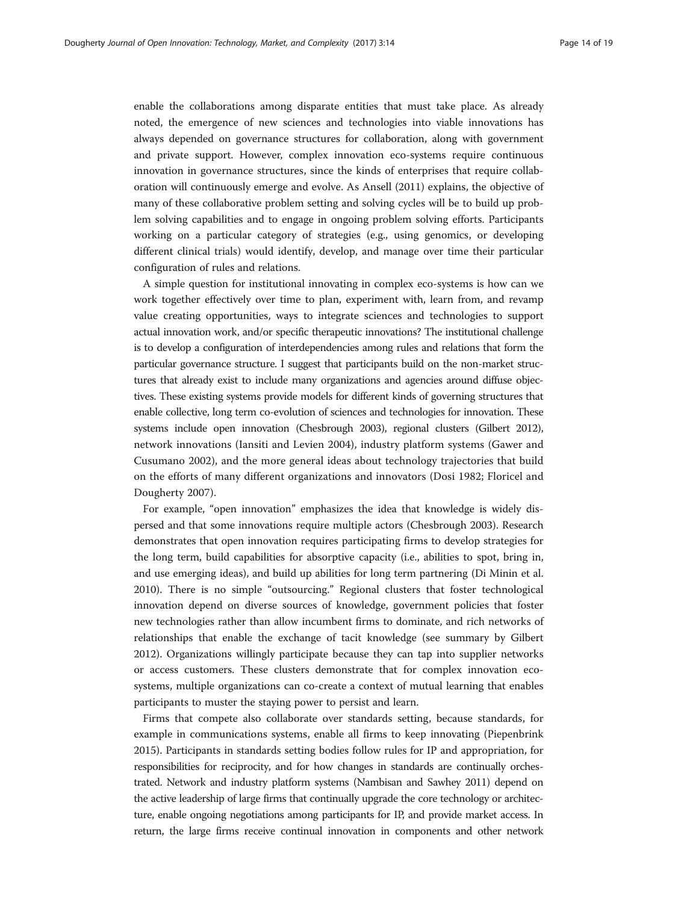enable the collaborations among disparate entities that must take place. As already noted, the emergence of new sciences and technologies into viable innovations has always depended on governance structures for collaboration, along with government and private support. However, complex innovation eco-systems require continuous innovation in governance structures, since the kinds of enterprises that require collaboration will continuously emerge and evolve. As Ansell (2011) explains, the objective of many of these collaborative problem setting and solving cycles will be to build up problem solving capabilities and to engage in ongoing problem solving efforts. Participants working on a particular category of strategies (e.g., using genomics, or developing different clinical trials) would identify, develop, and manage over time their particular configuration of rules and relations.

A simple question for institutional innovating in complex eco-systems is how can we work together effectively over time to plan, experiment with, learn from, and revamp value creating opportunities, ways to integrate sciences and technologies to support actual innovation work, and/or specific therapeutic innovations? The institutional challenge is to develop a configuration of interdependencies among rules and relations that form the particular governance structure. I suggest that participants build on the non-market structures that already exist to include many organizations and agencies around diffuse objectives. These existing systems provide models for different kinds of governing structures that enable collective, long term co-evolution of sciences and technologies for innovation. These systems include open innovation (Chesbrough 2003), regional clusters (Gilbert 2012), network innovations (Iansiti and Levien 2004), industry platform systems (Gawer and Cusumano 2002), and the more general ideas about technology trajectories that build on the efforts of many different organizations and innovators (Dosi 1982; Floricel and Dougherty 2007).

For example, "open innovation" emphasizes the idea that knowledge is widely dispersed and that some innovations require multiple actors (Chesbrough 2003). Research demonstrates that open innovation requires participating firms to develop strategies for the long term, build capabilities for absorptive capacity (i.e., abilities to spot, bring in, and use emerging ideas), and build up abilities for long term partnering (Di Minin et al. 2010). There is no simple "outsourcing." Regional clusters that foster technological innovation depend on diverse sources of knowledge, government policies that foster new technologies rather than allow incumbent firms to dominate, and rich networks of relationships that enable the exchange of tacit knowledge (see summary by Gilbert 2012). Organizations willingly participate because they can tap into supplier networks or access customers. These clusters demonstrate that for complex innovation eco-systems, multiple organizations can co-create a context of mutual learning that enables participants to muster the staying power to persist and learn.

Firms that compete also collaborate over standards setting, because standards, for example in communications systems, enable all firms to keep innovating (Piepenbrink 2015). Participants in standards setting bodies follow rules for IP and appropriation, for responsibilities for reciprocity, and for how changes in standards are continually orchestrated. Network and industry platform systems (Nambisan and Sawhey 2011) depend on the active leadership of large firms that continually upgrade the core technology or architecture, enable ongoing negotiations among participants for IP, and provide market access. In return, the large firms receive continual innovation in components and other network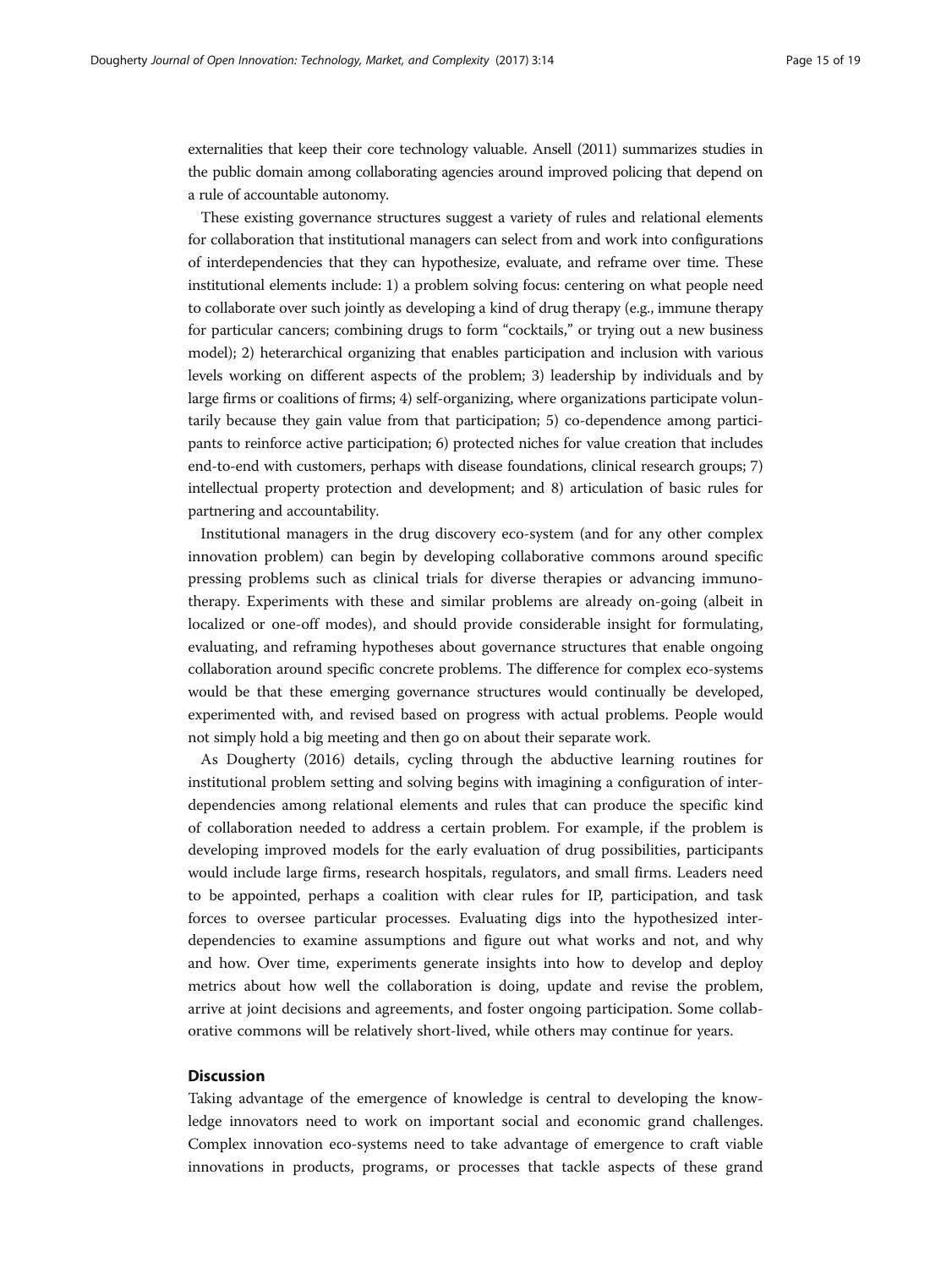externalities that keep their core technology valuable. Ansell (2011) summarizes studies in the public domain among collaborating agencies around improved policing that depend on a rule of accountable autonomy.

These existing governance structures suggest a variety of rules and relational elements for collaboration that institutional managers can select from and work into configurations of interdependencies that they can hypothesize, evaluate, and reframe over time. These institutional elements include: 1) a problem solving focus: centering on what people need to collaborate over such jointly as developing a kind of drug therapy (e.g., immune therapy for particular cancers; combining drugs to form "cocktails," or trying out a new business model); 2) heterarchical organizing that enables participation and inclusion with various levels working on different aspects of the problem; 3) leadership by individuals and by large firms or coalitions of firms; 4) self-organizing, where organizations participate voluntarily because they gain value from that participation; 5) co-dependence among participants to reinforce active participation; 6) protected niches for value creation that includes end-to-end with customers, perhaps with disease foundations, clinical research groups; 7) intellectual property protection and development; and 8) articulation of basic rules for partnering and accountability.

Institutional managers in the drug discovery eco-system (and for any other complex innovation problem) can begin by developing collaborative commons around specific pressing problems such as clinical trials for diverse therapies or advancing immunotherapy. Experiments with these and similar problems are already on-going (albeit in localized or one-off modes), and should provide considerable insight for formulating, evaluating, and reframing hypotheses about governance structures that enable ongoing collaboration around specific concrete problems. The difference for complex eco-systems would be that these emerging governance structures would continually be developed, experimented with, and revised based on progress with actual problems. People would not simply hold a big meeting and then go on about their separate work.

As Dougherty (2016) details, cycling through the abductive learning routines for institutional problem setting and solving begins with imagining a configuration of interdependencies among relational elements and rules that can produce the specific kind of collaboration needed to address a certain problem. For example, if the problem is developing improved models for the early evaluation of drug possibilities, participants would include large firms, research hospitals, regulators, and small firms. Leaders need to be appointed, perhaps a coalition with clear rules for IP, participation, and task forces to oversee particular processes. Evaluating digs into the hypothesized interdependencies to examine assumptions and figure out what works and not, and why and how. Over time, experiments generate insights into how to develop and deploy metrics about how well the collaboration is doing, update and revise the problem, arrive at joint decisions and agreements, and foster ongoing participation. Some collaborative commons will be relatively short-lived, while others may continue for years.

## Discussion

Taking advantage of the emergence of knowledge is central to developing the knowledge innovators need to work on important social and economic grand challenges. Complex innovation eco-systems need to take advantage of emergence to craft viable innovations in products, programs, or processes that tackle aspects of these grand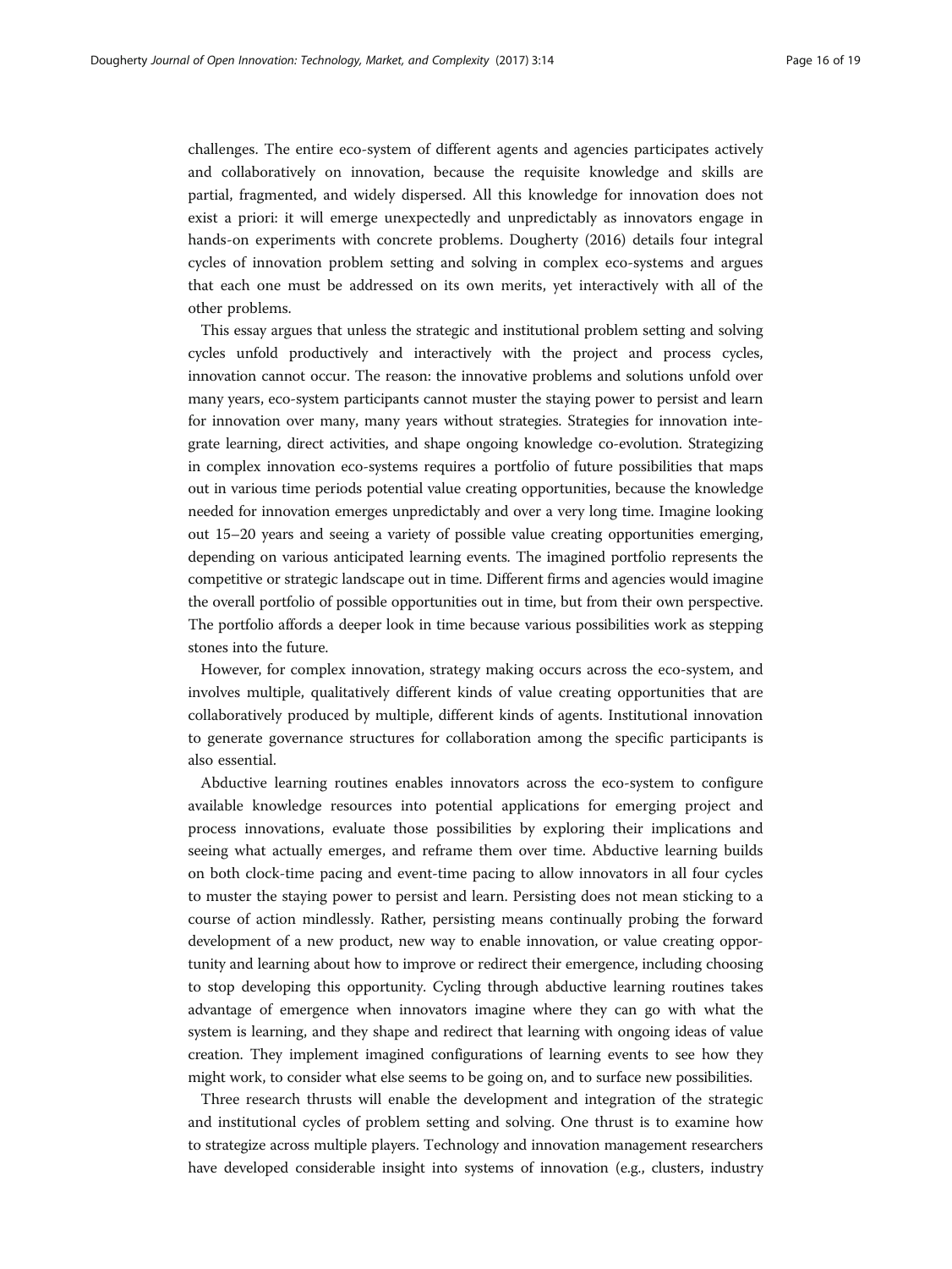challenges. The entire eco-system of different agents and agencies participates actively and collaboratively on innovation, because the requisite knowledge and skills are partial, fragmented, and widely dispersed. All this knowledge for innovation does not exist a priori: it will emerge unexpectedly and unpredictably as innovators engage in hands-on experiments with concrete problems. Dougherty (2016) details four integral cycles of innovation problem setting and solving in complex eco-systems and argues that each one must be addressed on its own merits, yet interactively with all of the other problems.

This essay argues that unless the strategic and institutional problem setting and solving cycles unfold productively and interactively with the project and process cycles, innovation cannot occur. The reason: the innovative problems and solutions unfold over many years, eco-system participants cannot muster the staying power to persist and learn for innovation over many, many years without strategies. Strategies for innovation integrate learning, direct activities, and shape ongoing knowledge co-evolution. Strategizing in complex innovation eco-systems requires a portfolio of future possibilities that maps out in various time periods potential value creating opportunities, because the knowledge needed for innovation emerges unpredictably and over a very long time. Imagine looking out 15–20 years and seeing a variety of possible value creating opportunities emerging, depending on various anticipated learning events. The imagined portfolio represents the competitive or strategic landscape out in time. Different firms and agencies would imagine the overall portfolio of possible opportunities out in time, but from their own perspective. The portfolio affords a deeper look in time because various possibilities work as stepping stones into the future.

However, for complex innovation, strategy making occurs across the eco-system, and involves multiple, qualitatively different kinds of value creating opportunities that are collaboratively produced by multiple, different kinds of agents. Institutional innovation to generate governance structures for collaboration among the specific participants is also essential.

Abductive learning routines enables innovators across the eco-system to configure available knowledge resources into potential applications for emerging project and process innovations, evaluate those possibilities by exploring their implications and seeing what actually emerges, and reframe them over time. Abductive learning builds on both clock-time pacing and event-time pacing to allow innovators in all four cycles to muster the staying power to persist and learn. Persisting does not mean sticking to a course of action mindlessly. Rather, persisting means continually probing the forward development of a new product, new way to enable innovation, or value creating opportunity and learning about how to improve or redirect their emergence, including choosing to stop developing this opportunity. Cycling through abductive learning routines takes advantage of emergence when innovators imagine where they can go with what the system is learning, and they shape and redirect that learning with ongoing ideas of value creation. They implement imagined configurations of learning events to see how they might work, to consider what else seems to be going on, and to surface new possibilities.

Three research thrusts will enable the development and integration of the strategic and institutional cycles of problem setting and solving. One thrust is to examine how to strategize across multiple players. Technology and innovation management researchers have developed considerable insight into systems of innovation (e.g., clusters, industry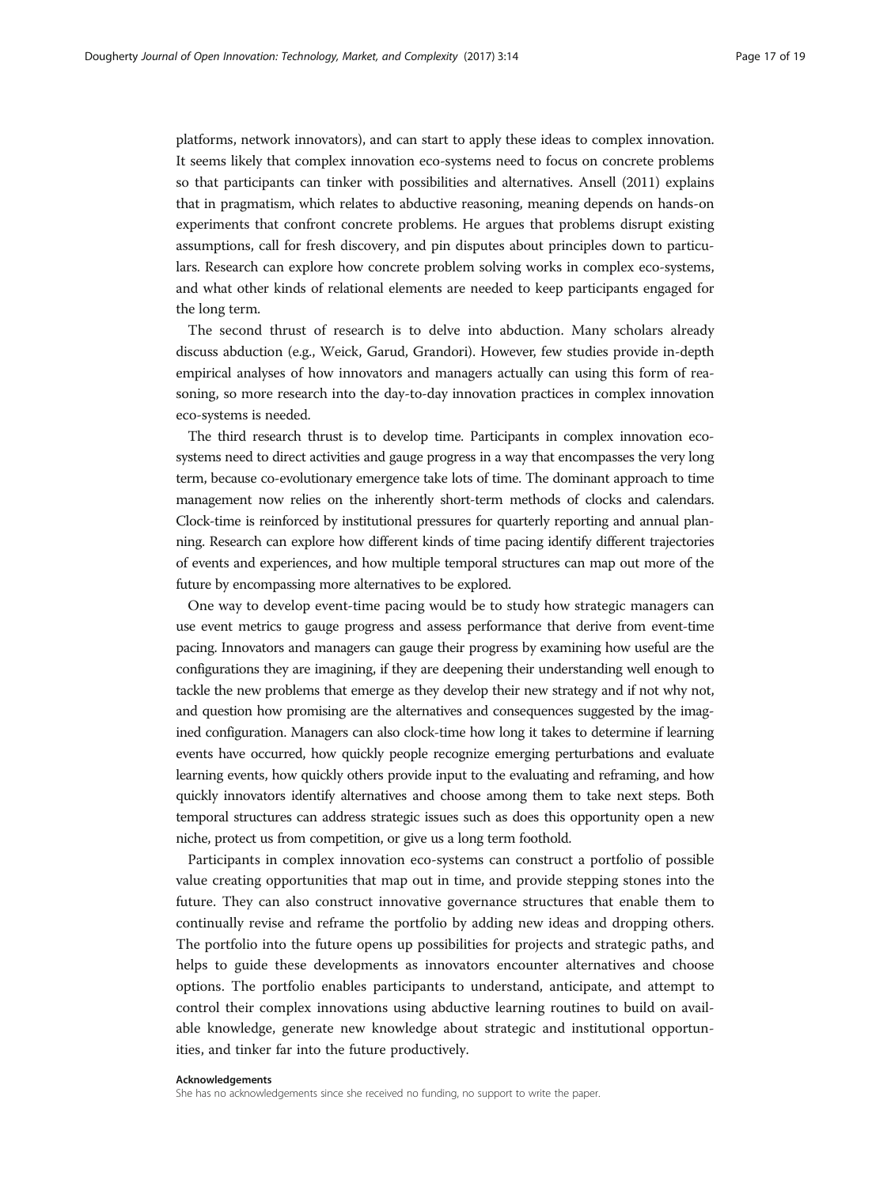platforms, network innovators), and can start to apply these ideas to complex innovation. It seems likely that complex innovation eco-systems need to focus on concrete problems so that participants can tinker with possibilities and alternatives. Ansell (2011) explains that in pragmatism, which relates to abductive reasoning, meaning depends on hands-on experiments that confront concrete problems. He argues that problems disrupt existing assumptions, call for fresh discovery, and pin disputes about principles down to particulars. Research can explore how concrete problem solving works in complex eco-systems, and what other kinds of relational elements are needed to keep participants engaged for the long term.

The second thrust of research is to delve into abduction. Many scholars already discuss abduction (e.g., Weick, Garud, Grandori). However, few studies provide in-depth empirical analyses of how innovators and managers actually can using this form of reasoning, so more research into the day-to-day innovation practices in complex innovation eco-systems is needed.

The third research thrust is to develop time. Participants in complex innovation eco-systems need to direct activities and gauge progress in a way that encompasses the very long term, because co-evolutionary emergence take lots of time. The dominant approach to time management now relies on the inherently short-term methods of clocks and calendars. Clock-time is reinforced by institutional pressures for quarterly reporting and annual planning. Research can explore how different kinds of time pacing identify different trajectories of events and experiences, and how multiple temporal structures can map out more of the future by encompassing more alternatives to be explored.

One way to develop event-time pacing would be to study how strategic managers can use event metrics to gauge progress and assess performance that derive from event-time pacing. Innovators and managers can gauge their progress by examining how useful are the configurations they are imagining, if they are deepening their understanding well enough to tackle the new problems that emerge as they develop their new strategy and if not why not, and question how promising are the alternatives and consequences suggested by the imagined configuration. Managers can also clock-time how long it takes to determine if learning events have occurred, how quickly people recognize emerging perturbations and evaluate learning events, how quickly others provide input to the evaluating and reframing, and how quickly innovators identify alternatives and choose among them to take next steps. Both temporal structures can address strategic issues such as does this opportunity open a new niche, protect us from competition, or give us a long term foothold.

Participants in complex innovation eco-systems can construct a portfolio of possible value creating opportunities that map out in time, and provide stepping stones into the future. They can also construct innovative governance structures that enable them to continually revise and reframe the portfolio by adding new ideas and dropping others. The portfolio into the future opens up possibilities for projects and strategic paths, and helps to guide these developments as innovators encounter alternatives and choose options. The portfolio enables participants to understand, anticipate, and attempt to control their complex innovations using abductive learning routines to build on available knowledge, generate new knowledge about strategic and institutional opportunities, and tinker far into the future productively.

#### Acknowledgements

She has no acknowledgements since she received no funding, no support to write the paper.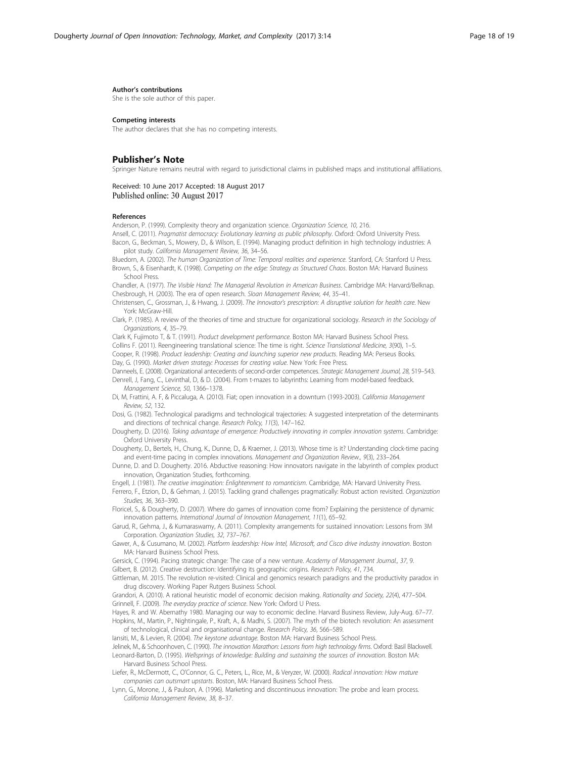#### Author's contributions

She is the sole author of this paper.

#### Competing interests

The author declares that she has no competing interests.

## Publisher's Note

Springer Nature remains neutral with regard to jurisdictional claims in published maps and institutional affiliations.

Received: 10 June 2017 Accepted: 18 August 2017
Published online: 30 August 2017

#### References

Anderson, P. (1999). Complexity theory and organization science. *Organization Science, 10*, 216.

Ansell, C. (2011). *Pragmatist democracy: Evolutionary learning as public philosophy*. Oxford: Oxford University Press.

Bacon, G., Beckman, S., Mowery, D., & Wilson, E. (1994). Managing product definition in high technology industries: A pilot study. *California Management Review, 36*, 34–56.

Bluedorn, A. (2002). *The human Organization of Time: Temporal realities and experience*. Stanford, CA: Stanford U Press.

Brown, S., & Eisenhardt, K. (1998). *Competing on the edge: Strategy as Structured Chaos*. Boston MA: Harvard Business School Press.

Chandler, A. (1977). *The Visible Hand: The Managerial Revolution in American Business*. Cambridge MA: Harvard/Belknap.

Chesbrough, H. (2003). The era of open research. *Sloan Management Review, 44*, 35–41.

Christensen, C., Grossman, J., & Hwang, J. (2009). *The Innovator's prescription: A disruptive solution for health care*. New York: McGraw-Hill.

Clark, P. (1985). A review of the theories of time and structure for organizational sociology. *Research in the Sociology of Organizations, 4*, 35–79.

Clark K, Fujimoto T, & T. (1991). *Product development performance*. Boston MA: Harvard Business School Press.

Collins F. (2011). Reengineering translational science: The time is right. *Science Translational Medicine, 3*(90), 1–5.

Cooper, R. (1998). *Product leadership: Creating and launching superior new products*. Reading MA: Perseus Books.

Day, G. (1990). *Market driven strategy: Processes for creating value*. New York: Free Press.

Danneels, E. (2008). Organizational antecedents of second-order competences. *Strategic Management Journal, 28*, 519–543.

Denrell, J, Fang, C., Levinthal, D, & D. (2004). From t-mazes to labyrinths: Learning from model-based feedback. *Management Science, 50*, 1366–1378.

Di, M, Frattini, A. F, & Piccaluga, A. (2010). Fiat; open innovation in a downturn (1993-2003). *California Management Review, 52*, 132.

Dosi, G. (1982). Technological paradigms and technological trajectories: A suggested interpretation of the determinants and directions of technical change. *Research Policy, 11*(3), 147–162.

Dougherty, D. (2016). *Taking advantage of emergence: Productively innovating in complex innovation systems*. Cambridge: Oxford University Press.

Dougherty, D., Bertels, H., Chung, K., Dunne, D., & Kraemer, J. (2013). Whose time is it? Understanding clock-time pacing and event-time pacing in complex innovations. *Management and Organization Review., 9*(3), 233–264.

Dunne, D. and D. Dougherty. 2016. Abductive reasoning: How innovators navigate in the labyrinth of complex product innovation, Organization Studies, forthcoming.

Engell, J. (1981). *The creative imagination: Enlightenment to romanticism*. Cambridge, MA: Harvard University Press.

Ferrero, F., Etzion, D., & Gehman, J. (2015). Tackling grand challenges pragmatically: Robust action revisited. *Organization Studies, 36*, 363–390.

Floricel, S., & Dougherty, D. (2007). Where do games of innovation come from? Explaining the persistence of dynamic innovation patterns. *International Journal of Innovation Management, 11*(1), 65–92.

Garud, R., Gehma, J., & Kumaraswamy, A. (2011). Complexity arrangements for sustained innovation: Lessons from 3M Corporation. *Organization Studies, 32*, 737–767.

Gawer, A., & Cusumano, M. (2002). *Platform leadership: How Intel, Microsoft, and Cisco drive industry innovation*. Boston MA: Harvard Business School Press.

Gersick, C. (1994). Pacing strategic change: The case of a new venture. *Academy of Management Journal., 37*, 9.

Gilbert, B. (2012). Creative destruction: Identifying its geographic origins. *Research Policy, 41*, 734.

Gittleman, M. 2015. The revolution re-visited: Clinical and genomics research paradigms and the productivity paradox in drug discovery. Working Paper Rutgers Business School.

Grandori, A. (2010). A rational heuristic model of economic decision making. *Rationality and Society, 22*(4), 477–504.

Grinnell, F. (2009). *The everyday practice of science*. New York: Oxford U Press.

Hayes, R. and W. Abernathy 1980. Managing our way to economic decline. Harvard Business Review, July-Aug. 67–77.

Hopkins, M., Martin, P., Nightingale, P., Kraft, A., & Madhi, S. (2007). The myth of the biotech revolution: An assessment of technological, clinical and organisational change. *Research Policy, 36*, 566–589.

Iansiti, M., & Levien, R. (2004). *The keystone advantage*. Boston MA: Harvard Business School Press.

Jelinek, M., & Schoonhoven, C. (1990). *The innovation Marathon: Lessons from high technology firms*. Oxford: Basil Blackwell.

Leonard-Barton, D. (1995). *Wellsprings of knowledge: Building and sustaining the sources of innovation*. Boston MA: Harvard Business School Press.

Liefer, R., McDermott, C., O'Connor, G. C., Peters, L., Rice, M., & Veryzer, W. (2000). *Radical innovation: How mature companies can outsmart upstarts*. Boston, MA: Harvard Business School Press.

Lynn, G., Morone, J., & Paulson, A. (1996). Marketing and discontinuous innovation: The probe and learn process. *California Management Review, 38*, 8–37.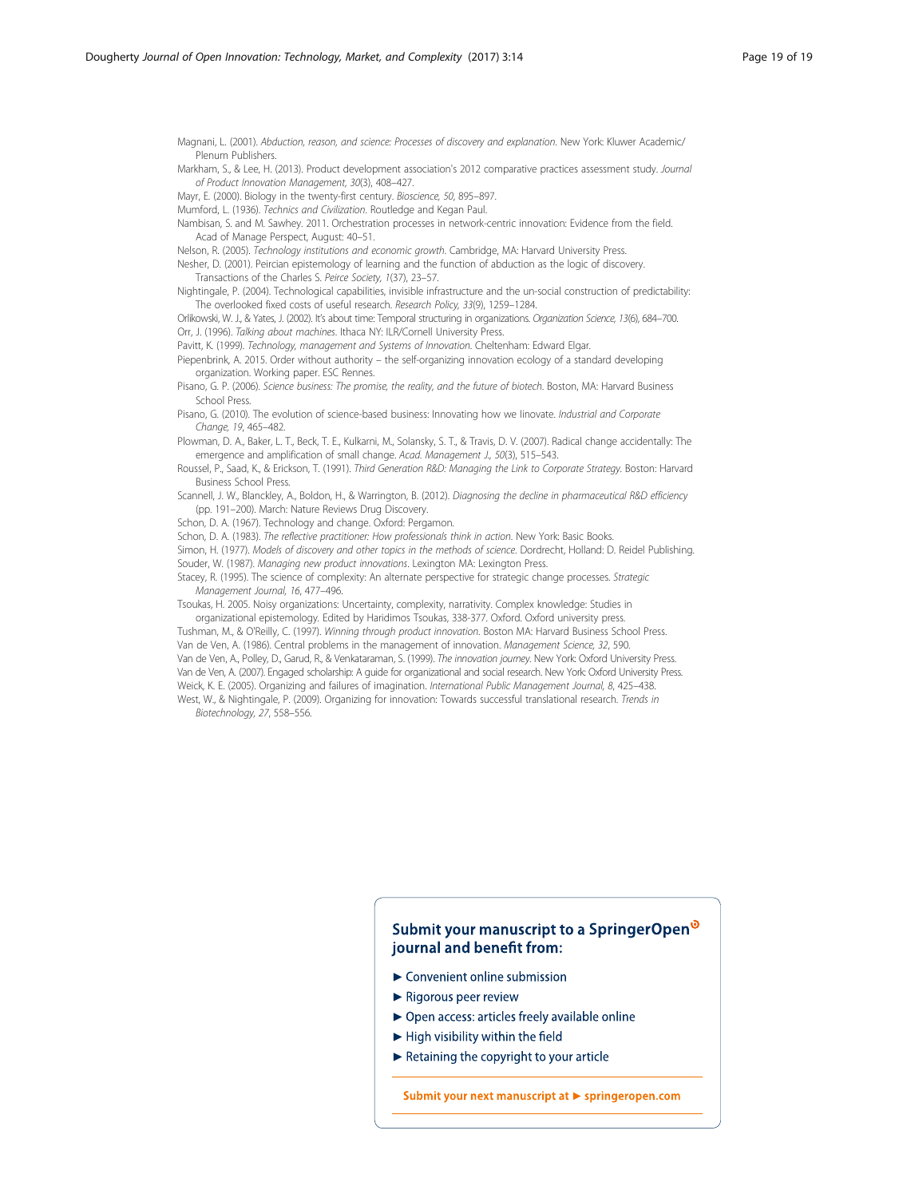Magnani, L. (2001). *Abduction, reason, and science: Processes of discovery and explanation*. New York: Kluwer Academic/ Plenum Publishers.

Markham, S., & Lee, H. (2013). Product development association's 2012 comparative practices assessment study. *Journal of Product Innovation Management, 30*(3), 408–427.

Mayr, E. (2000). Biology in the twenty-first century. *Bioscience, 50*, 895–897.

Mumford, L. (1936). *Technics and Civilization*. Routledge and Kegan Paul.

Nambisan, S. and M. Sawhey. 2011. Orchestration processes in network-centric innovation: Evidence from the field. Acad of Manage Perspect, August: 40–51.

Nelson, R. (2005). *Technology institutions and economic growth*. Cambridge, MA: Harvard University Press.

Nesher, D. (2001). Peircian epistemology of learning and the function of abduction as the logic of discovery. Transactions of the Charles S. *Peirce Society, 1*(37), 23–57.

Nightingale, P. (2004). Technological capabilities, invisible infrastructure and the un-social construction of predictability: The overlooked fixed costs of useful research. *Research Policy, 33*(9), 1259–1284.

Orlikowski, W. J., & Yates, J. (2002). It's about time: Temporal structuring in organizations. *Organization Science, 13*(6), 684–700.

Orr, J. (1996). *Talking about machines*. Ithaca NY: ILR/Cornell University Press.

Pavitt, K. (1999). *Technology, management and Systems of Innovation*. Cheltenham: Edward Elgar.

Piepenbrink, A. 2015. Order without authority – the self-organizing innovation ecology of a standard developing organization. Working paper. ESC Rennes.

Pisano, G. P. (2006). *Science business: The promise, the reality, and the future of biotech*. Boston, MA: Harvard Business School Press.

Pisano, G. (2010). The evolution of science-based business: Innovating how we Iinovate. *Industrial and Corporate Change, 19*, 465–482.

Plowman, D. A., Baker, L. T., Beck, T. E., Kulkarni, M., Solansky, S. T., & Travis, D. V. (2007). Radical change accidentally: The emergence and amplification of small change. *Acad. Management J., 50*(3), 515–543.

Roussel, P., Saad, K., & Erickson, T. (1991). *Third Generation R&D: Managing the Link to Corporate Strategy*. Boston: Harvard Business School Press.

Scannell, J. W., Blanckley, A., Boldon, H., & Warrington, B. (2012). *Diagnosing the decline in pharmaceutical R&D efficiency* (pp. 191–200). March: Nature Reviews Drug Discovery.

Schon, D. A. (1967). Technology and change. Oxford: Pergamon.

Schon, D. A. (1983). *The reflective practitioner: How professionals think in action*. New York: Basic Books.

Simon, H. (1977). *Models of discovery and other topics in the methods of science*. Dordrecht, Holland: D. Reidel Publishing.

Souder, W. (1987). *Managing new product innovations*. Lexington MA: Lexington Press.

Stacey, R. (1995). The science of complexity: An alternate perspective for strategic change processes. *Strategic Management Journal, 16*, 477–496.

Tsoukas, H. 2005. Noisy organizations: Uncertainty, complexity, narrativity. Complex knowledge: Studies in organizational epistemology. Edited by Haridimos Tsoukas, 338-377. Oxford. Oxford university press.

Tushman, M., & O'Reilly, C. (1997). *Winning through product innovation*. Boston MA: Harvard Business School Press.

Van de Ven, A. (1986). Central problems in the management of innovation. *Management Science, 32*, 590.

Van de Ven, A., Polley, D., Garud, R., & Venkataraman, S. (1999). *The innovation journey*. New York: Oxford University Press.

Van de Ven, A. (2007). Engaged scholarship: A guide for organizational and social research. New York: Oxford University Press.

Weick, K. E. (2005). Organizing and failures of imagination. *International Public Management Journal, 8*, 425–438.

West, W., & Nightingale, P. (2009). Organizing for innovation: Towards successful translational research. *Trends in Biotechnology, 27*, 558–556.

**Submit your manuscript to a SpringerOpen journal and benefit from:**

- ► Convenient online submission
- ► Rigorous peer review
- ► Open access: articles freely available online
- ► High visibility within the field
- ► Retaining the copyright to your article

**Submit your next manuscript at ► springeropen.com**